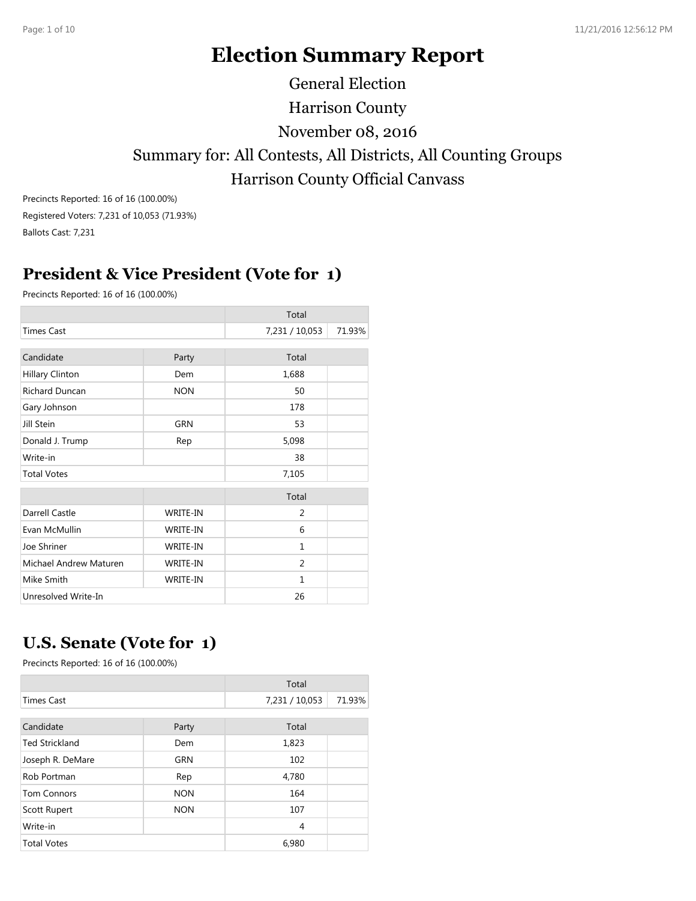# Election Summary Report

General Election

Harrison County

November 08, 2016

Summary for: All Contests, All Districts, All Counting Groups

Harrison County Official Canvass

Precincts Reported: 16 of 16 (100.00%)

Registered Voters: 7,231 of 10,053 (71.93%)

Ballots Cast: 7,231

## President & Vice President (Vote for 1)

Precincts Reported: 16 of 16 (100.00%)

| | | Total | |
|---|---|---|---|
| Times Cast | | 7,231 / 10,053 | 71.93% |

| Candidate | Party | Total | |
|---|---|---|---|
| Hillary Clinton | Dem | 1,688 | |
| Richard Duncan | NON | 50 | |
| Gary Johnson | | 178 | |
| Jill Stein | GRN | 53 | |
| Donald J. Trump | Rep | 5,098 | |
| Write-in | | 38 | |
| Total Votes | | 7,105 | |

| | | Total | |
|---|---|---|---|
| Darrell Castle | WRITE-IN | 2 | |
| Evan McMullin | WRITE-IN | 6 | |
| Joe Shriner | WRITE-IN | 1 | |
| Michael Andrew Maturen | WRITE-IN | 2 | |
| Mike Smith | WRITE-IN | 1 | |
| Unresolved Write-In | | 26 | |

## U.S. Senate (Vote for 1)

Precincts Reported: 16 of 16 (100.00%)

| | | Total | |
|---|---|---|---|
| Times Cast | | 7,231 / 10,053 | 71.93% |

| Candidate | Party | Total | |
|---|---|---|---|
| Ted Strickland | Dem | 1,823 | |
| Joseph R. DeMare | GRN | 102 | |
| Rob Portman | Rep | 4,780 | |
| Tom Connors | NON | 164 | |
| Scott Rupert | NON | 107 | |
| Write-in | | 4 | |
| Total Votes | | 6,980 | |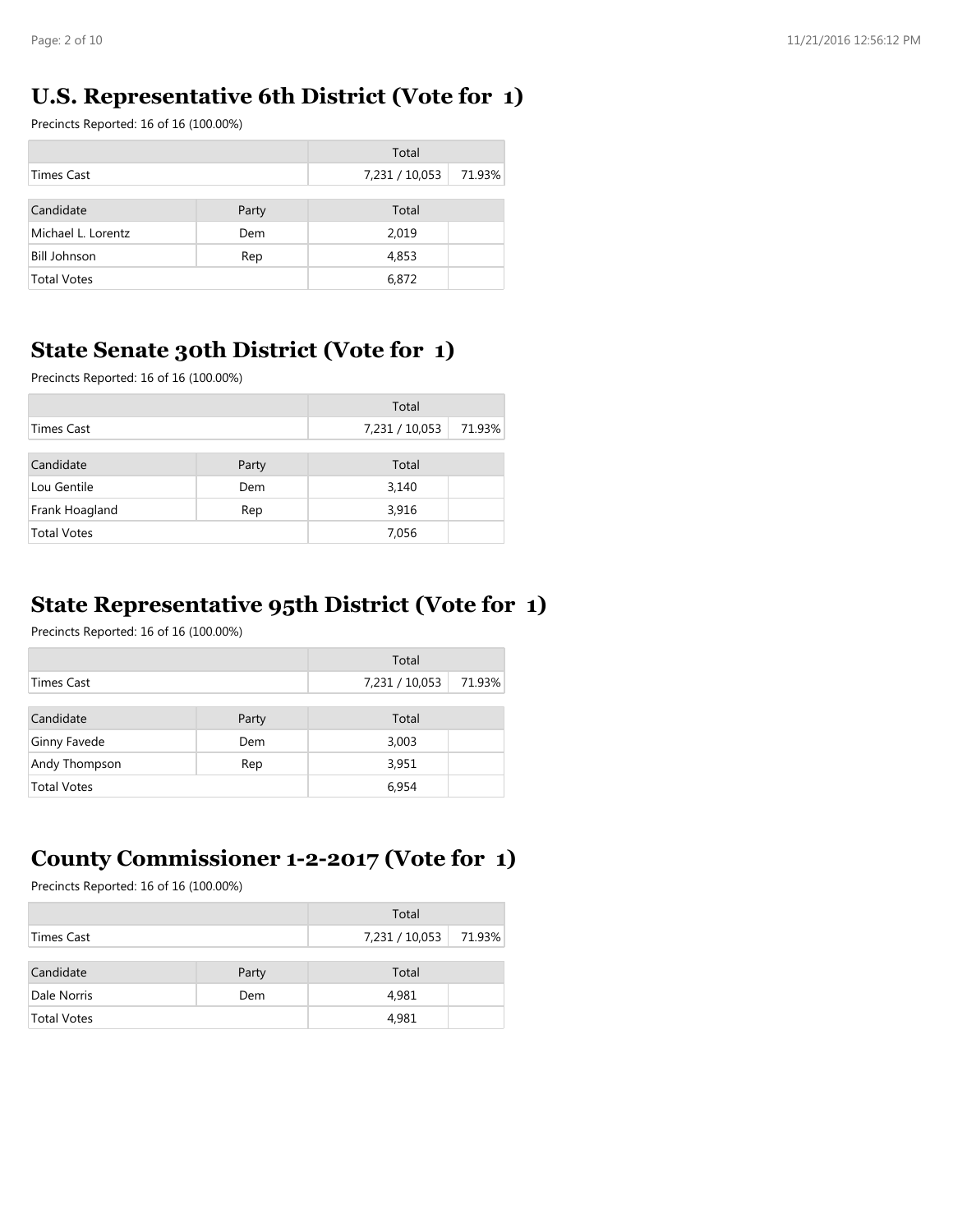## U.S. Representative 6th District (Vote for 1)

Precincts Reported: 16 of 16 (100.00%)

| | | Total | |
|---|---|---|---|
| Times Cast | | 7,231 / 10,053 | 71.93% |

| Candidate | Party | Total | |
|---|---|---|---|
| Michael L. Lorentz | Dem | 2,019 | |
| Bill Johnson | Rep | 4,853 | |
| Total Votes | | 6,872 | |

## State Senate 30th District (Vote for 1)

Precincts Reported: 16 of 16 (100.00%)

| | | Total | |
|---|---|---|---|
| Times Cast | | 7,231 / 10,053 | 71.93% |

| Candidate | Party | Total | |
|---|---|---|---|
| Lou Gentile | Dem | 3,140 | |
| Frank Hoagland | Rep | 3,916 | |
| Total Votes | | 7,056 | |

## State Representative 95th District (Vote for 1)

Precincts Reported: 16 of 16 (100.00%)

| | | Total | |
|---|---|---|---|
| Times Cast | | 7,231 / 10,053 | 71.93% |

| Candidate | Party | Total | |
|---|---|---|---|
| Ginny Favede | Dem | 3,003 | |
| Andy Thompson | Rep | 3,951 | |
| Total Votes | | 6,954 | |

## County Commissioner 1-2-2017 (Vote for 1)

Precincts Reported: 16 of 16 (100.00%)

| | | Total | |
|---|---|---|---|
| Times Cast | | 7,231 / 10,053 | 71.93% |

| Candidate | Party | Total | |
|---|---|---|---|
| Dale Norris | Dem | 4,981 | |
| Total Votes | | 4,981 | |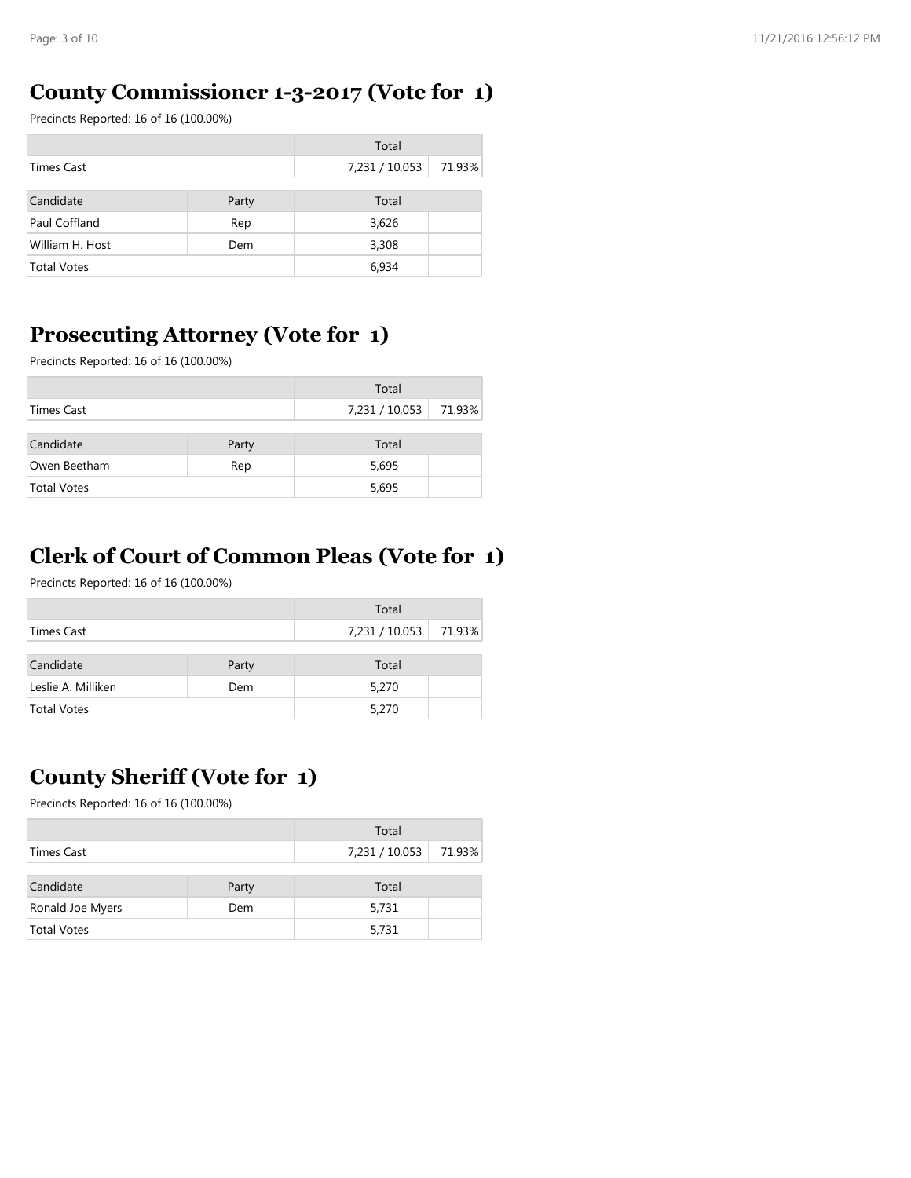## County Commissioner 1-3-2017 (Vote for 1)

Precincts Reported: 16 of 16 (100.00%)

| | | Total | |
|---|---|---|---|
| Times Cast | | 7,231 / 10,053 | 71.93% |

| Candidate | Party | Total | |
|---|---|---|---|
| Paul Coffland | Rep | 3,626 | |
| William H. Host | Dem | 3,308 | |
| Total Votes | | 6,934 | |

## Prosecuting Attorney (Vote for 1)

Precincts Reported: 16 of 16 (100.00%)

| | | Total | |
|---|---|---|---|
| Times Cast | | 7,231 / 10,053 | 71.93% |

| Candidate | Party | Total | |
|---|---|---|---|
| Owen Beetham | Rep | 5,695 | |
| Total Votes | | 5,695 | |

## Clerk of Court of Common Pleas (Vote for 1)

Precincts Reported: 16 of 16 (100.00%)

| | | Total | |
|---|---|---|---|
| Times Cast | | 7,231 / 10,053 | 71.93% |

| Candidate | Party | Total | |
|---|---|---|---|
| Leslie A. Milliken | Dem | 5,270 | |
| Total Votes | | 5,270 | |

## County Sheriff (Vote for 1)

Precincts Reported: 16 of 16 (100.00%)

| | | Total | |
|---|---|---|---|
| Times Cast | | 7,231 / 10,053 | 71.93% |

| Candidate | Party | Total | |
|---|---|---|---|
| Ronald Joe Myers | Dem | 5,731 | |
| Total Votes | | 5,731 | |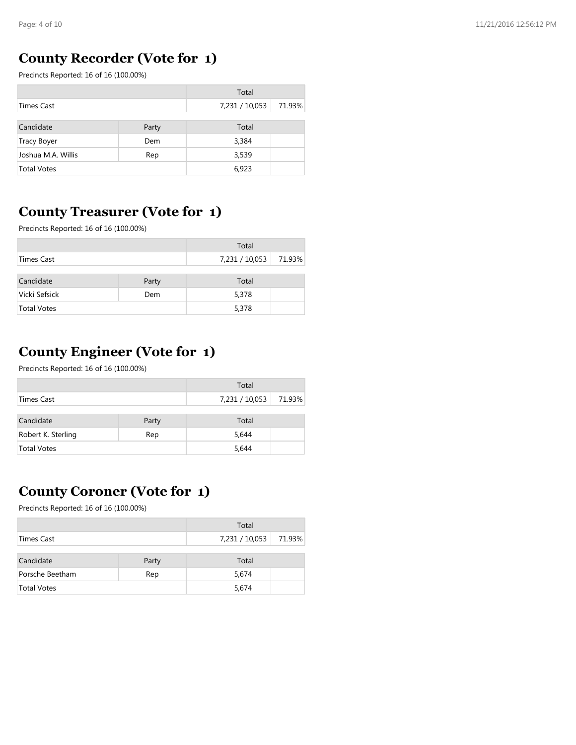## County Recorder (Vote for 1)

Precincts Reported: 16 of 16 (100.00%)

| | | Total | |
|---|---|---|---|
| Times Cast | | 7,231 / 10,053 | 71.93% |

| Candidate | Party | Total | |
|---|---|---|---|
| Tracy Boyer | Dem | 3,384 | |
| Joshua M.A. Willis | Rep | 3,539 | |
| Total Votes | | 6,923 | |

## County Treasurer (Vote for 1)

Precincts Reported: 16 of 16 (100.00%)

| | | Total | |
|---|---|---|---|
| Times Cast | | 7,231 / 10,053 | 71.93% |

| Candidate | Party | Total | |
|---|---|---|---|
| Vicki Sefsick | Dem | 5,378 | |
| Total Votes | | 5,378 | |

## County Engineer (Vote for 1)

Precincts Reported: 16 of 16 (100.00%)

| | | Total | |
|---|---|---|---|
| Times Cast | | 7,231 / 10,053 | 71.93% |

| Candidate | Party | Total | |
|---|---|---|---|
| Robert K. Sterling | Rep | 5,644 | |
| Total Votes | | 5,644 | |

## County Coroner (Vote for 1)

Precincts Reported: 16 of 16 (100.00%)

| | | Total | |
|---|---|---|---|
| Times Cast | | 7,231 / 10,053 | 71.93% |

| Candidate | Party | Total | |
|---|---|---|---|
| Porsche Beetham | Rep | 5,674 | |
| Total Votes | | 5,674 | |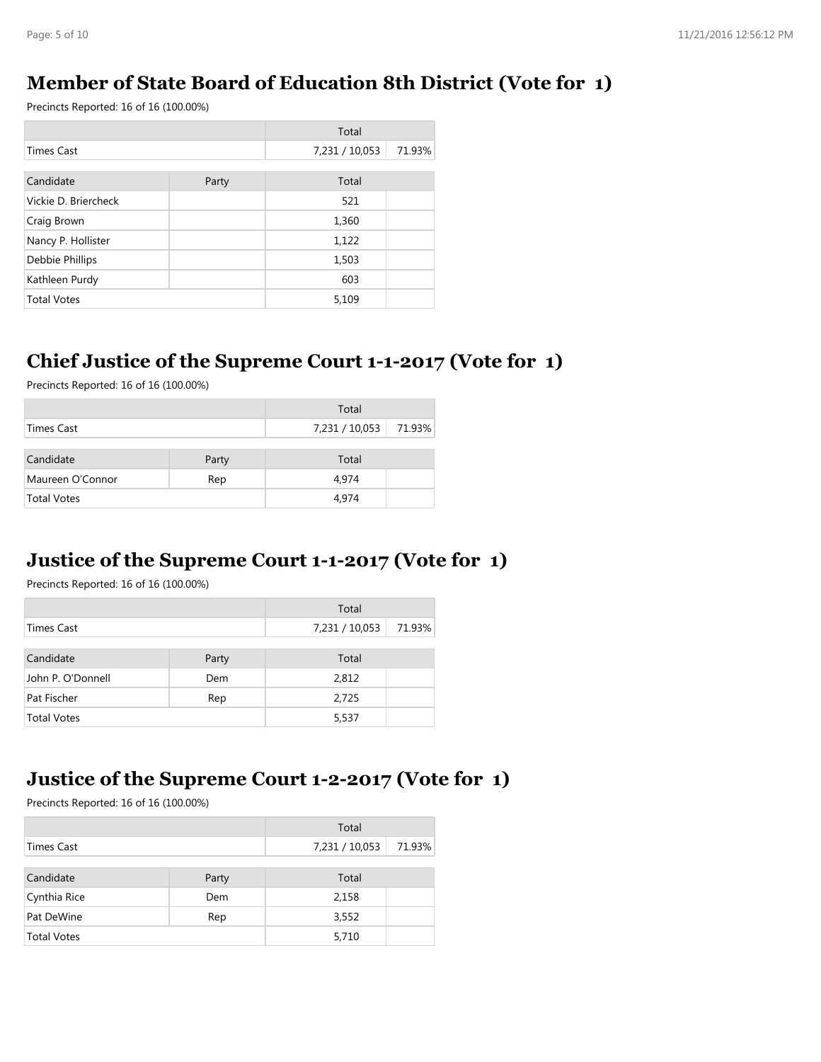## Member of State Board of Education 8th District (Vote for 1)

Precincts Reported: 16 of 16 (100.00%)

| | Total | |
|---|---|---|
| Times Cast | 7,231 / 10,053 | 71.93% |

| Candidate | Party | Total | |
|---|---|---|---|
| Vickie D. Briercheck | | 521 | |
| Craig Brown | | 1,360 | |
| Nancy P. Hollister | | 1,122 | |
| Debbie Phillips | | 1,503 | |
| Kathleen Purdy | | 603 | |
| Total Votes | | 5,109 | |

## Chief Justice of the Supreme Court 1-1-2017 (Vote for 1)

Precincts Reported: 16 of 16 (100.00%)

| | Total | |
|---|---|---|
| Times Cast | 7,231 / 10,053 | 71.93% |

| Candidate | Party | Total | |
|---|---|---|---|
| Maureen O'Connor | Rep | 4,974 | |
| Total Votes | | 4,974 | |

## Justice of the Supreme Court 1-1-2017 (Vote for 1)

Precincts Reported: 16 of 16 (100.00%)

| | Total | |
|---|---|---|
| Times Cast | 7,231 / 10,053 | 71.93% |

| Candidate | Party | Total | |
|---|---|---|---|
| John P. O'Donnell | Dem | 2,812 | |
| Pat Fischer | Rep | 2,725 | |
| Total Votes | | 5,537 | |

## Justice of the Supreme Court 1-2-2017 (Vote for 1)

Precincts Reported: 16 of 16 (100.00%)

| | Total | |
|---|---|---|
| Times Cast | 7,231 / 10,053 | 71.93% |

| Candidate | Party | Total | |
|---|---|---|---|
| Cynthia Rice | Dem | 2,158 | |
| Pat DeWine | Rep | 3,552 | |
| Total Votes | | 5,710 | |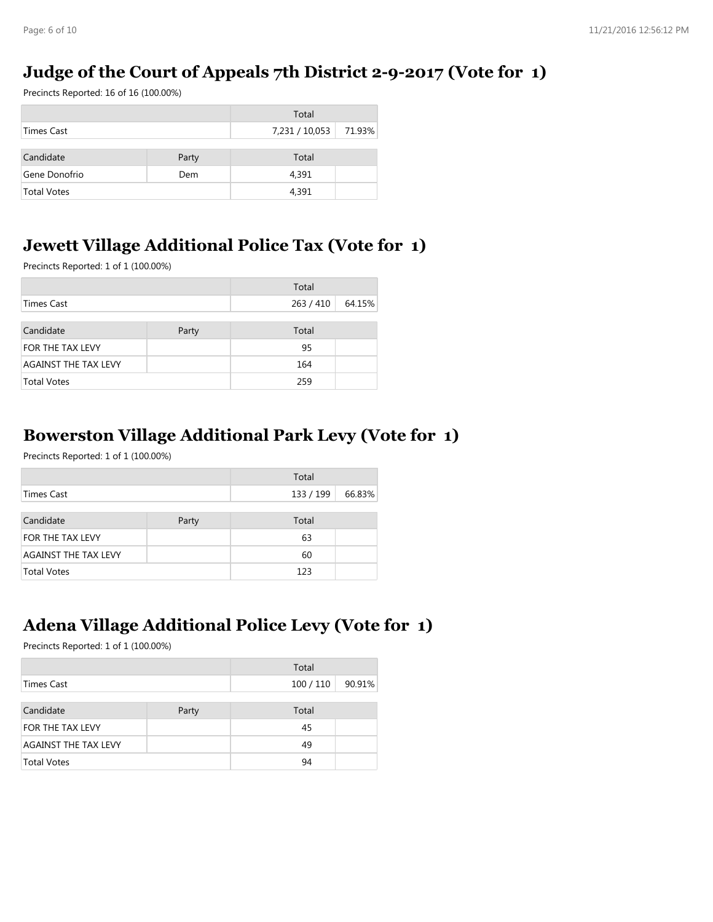## Judge of the Court of Appeals 7th District 2-9-2017 (Vote for 1)

Precincts Reported: 16 of 16 (100.00%)

| | | Total | |
|---|---|---|---|
| Times Cast | | 7,231 / 10,053 | 71.93% |

| Candidate | Party | Total | |
|---|---|---|---|
| Gene Donofrio | Dem | 4,391 | |
| Total Votes | | 4,391 | |

## Jewett Village Additional Police Tax (Vote for 1)

Precincts Reported: 1 of 1 (100.00%)

| | | Total | |
|---|---|---|---|
| Times Cast | | 263 / 410 | 64.15% |

| Candidate | Party | Total | |
|---|---|---|---|
| FOR THE TAX LEVY | | 95 | |
| AGAINST THE TAX LEVY | | 164 | |
| Total Votes | | 259 | |

## Bowerston Village Additional Park Levy (Vote for 1)

Precincts Reported: 1 of 1 (100.00%)

| | | Total | |
|---|---|---|---|
| Times Cast | | 133 / 199 | 66.83% |

| Candidate | Party | Total | |
|---|---|---|---|
| FOR THE TAX LEVY | | 63 | |
| AGAINST THE TAX LEVY | | 60 | |
| Total Votes | | 123 | |

## Adena Village Additional Police Levy (Vote for 1)

Precincts Reported: 1 of 1 (100.00%)

| | | Total | |
|---|---|---|---|
| Times Cast | | 100 / 110 | 90.91% |

| Candidate | Party | Total | |
|---|---|---|---|
| FOR THE TAX LEVY | | 45 | |
| AGAINST THE TAX LEVY | | 49 | |
| Total Votes | | 94 | |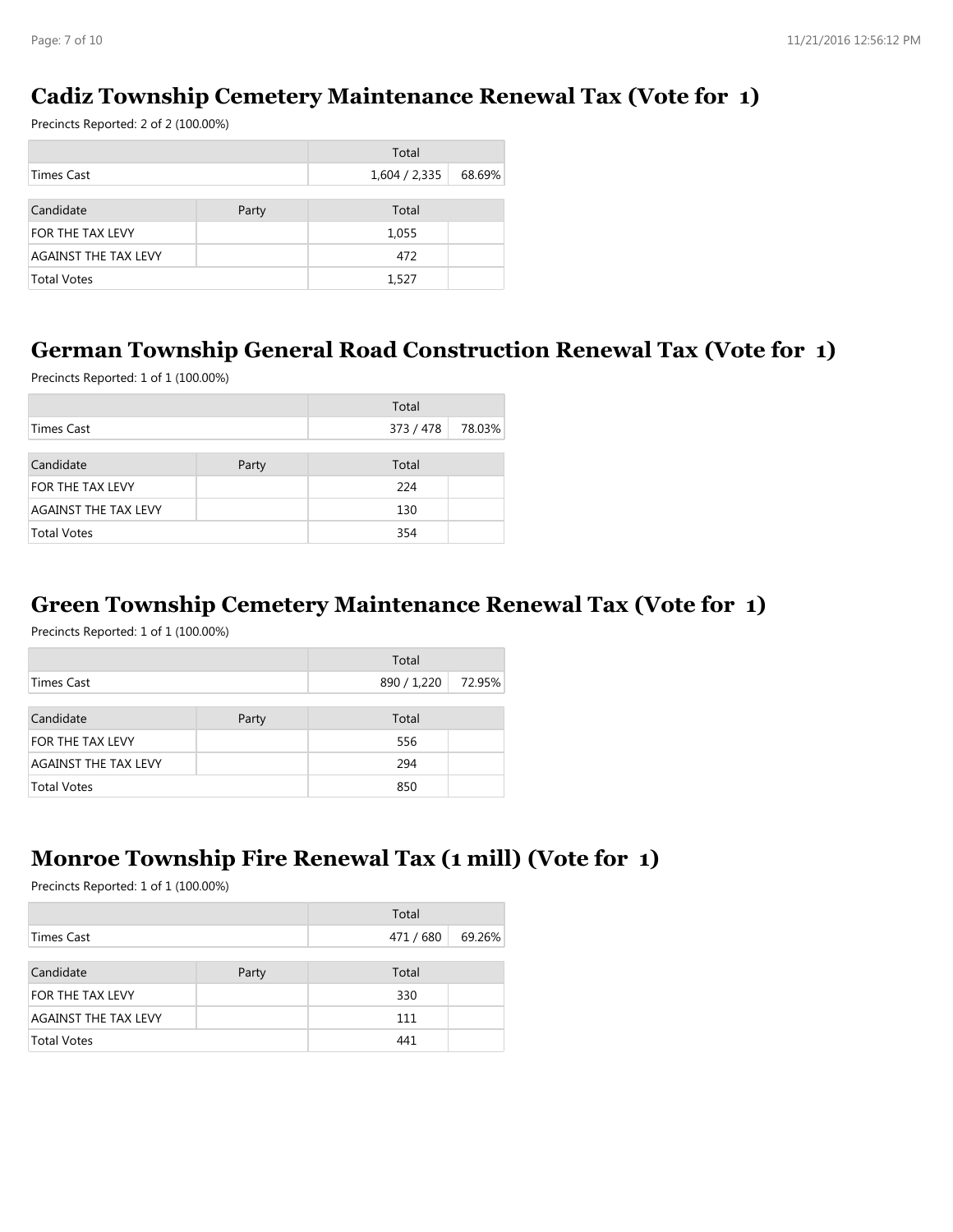## Cadiz Township Cemetery Maintenance Renewal Tax (Vote for 1)

Precincts Reported: 2 of 2 (100.00%)

| | | Total | |
|---|---|---|---|
| Times Cast | | 1,604 / 2,335 | 68.69% |

| Candidate | Party | Total | |
|---|---|---|---|
| FOR THE TAX LEVY | | 1,055 | |
| AGAINST THE TAX LEVY | | 472 | |
| Total Votes | | 1,527 | |

## German Township General Road Construction Renewal Tax (Vote for 1)

Precincts Reported: 1 of 1 (100.00%)

| | | Total | |
|---|---|---|---|
| Times Cast | | 373 / 478 | 78.03% |

| Candidate | Party | Total | |
|---|---|---|---|
| FOR THE TAX LEVY | | 224 | |
| AGAINST THE TAX LEVY | | 130 | |
| Total Votes | | 354 | |

## Green Township Cemetery Maintenance Renewal Tax (Vote for 1)

Precincts Reported: 1 of 1 (100.00%)

| | | Total | |
|---|---|---|---|
| Times Cast | | 890 / 1,220 | 72.95% |

| Candidate | Party | Total | |
|---|---|---|---|
| FOR THE TAX LEVY | | 556 | |
| AGAINST THE TAX LEVY | | 294 | |
| Total Votes | | 850 | |

## Monroe Township Fire Renewal Tax (1 mill) (Vote for 1)

Precincts Reported: 1 of 1 (100.00%)

| | | Total | |
|---|---|---|---|
| Times Cast | | 471 / 680 | 69.26% |

| Candidate | Party | Total | |
|---|---|---|---|
| FOR THE TAX LEVY | | 330 | |
| AGAINST THE TAX LEVY | | 111 | |
| Total Votes | | 441 | |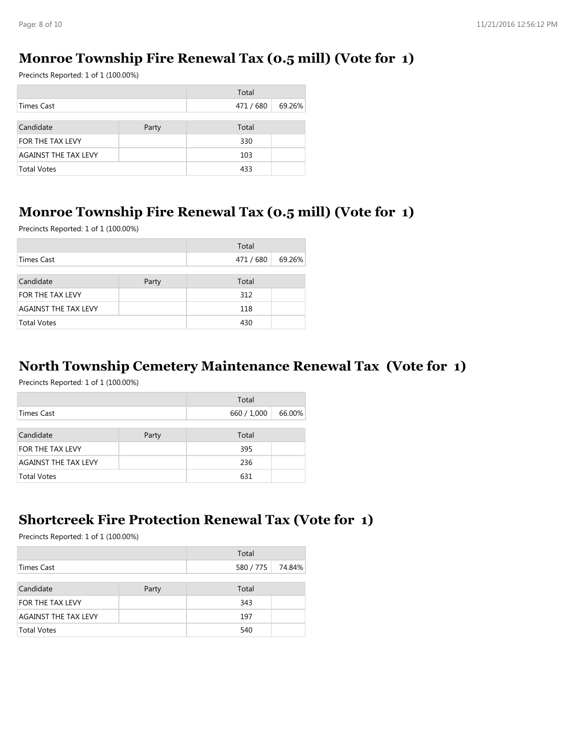## Monroe Township Fire Renewal Tax (0.5 mill) (Vote for 1)

Precincts Reported: 1 of 1 (100.00%)

| | Total | |
|---|---|---|
| Times Cast | 471 / 680 | 69.26% |

| Candidate | Party | Total | |
|---|---|---|---|
| FOR THE TAX LEVY | | 330 | |
| AGAINST THE TAX LEVY | | 103 | |
| Total Votes | | 433 | |

## Monroe Township Fire Renewal Tax (0.5 mill) (Vote for 1)

Precincts Reported: 1 of 1 (100.00%)

| | Total | |
|---|---|---|
| Times Cast | 471 / 680 | 69.26% |

| Candidate | Party | Total | |
|---|---|---|---|
| FOR THE TAX LEVY | | 312 | |
| AGAINST THE TAX LEVY | | 118 | |
| Total Votes | | 430 | |

## North Township Cemetery Maintenance Renewal Tax (Vote for 1)

Precincts Reported: 1 of 1 (100.00%)

| | Total | |
|---|---|---|
| Times Cast | 660 / 1,000 | 66.00% |

| Candidate | Party | Total | |
|---|---|---|---|
| FOR THE TAX LEVY | | 395 | |
| AGAINST THE TAX LEVY | | 236 | |
| Total Votes | | 631 | |

## Shortcreek Fire Protection Renewal Tax (Vote for 1)

Precincts Reported: 1 of 1 (100.00%)

| | Total | |
|---|---|---|
| Times Cast | 580 / 775 | 74.84% |

| Candidate | Party | Total | |
|---|---|---|---|
| FOR THE TAX LEVY | | 343 | |
| AGAINST THE TAX LEVY | | 197 | |
| Total Votes | | 540 | |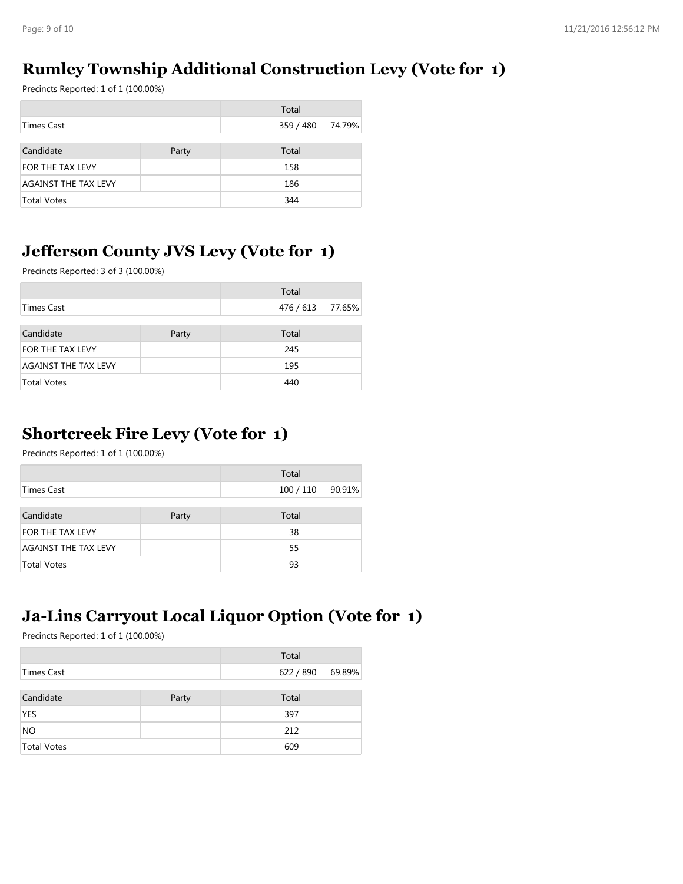## Rumley Township Additional Construction Levy (Vote for 1)

Precincts Reported: 1 of 1 (100.00%)

| | | Total | |
|---|---|---|---|
| Times Cast | | 359 / 480 | 74.79% |

| Candidate | Party | Total | |
|---|---|---|---|
| FOR THE TAX LEVY | | 158 | |
| AGAINST THE TAX LEVY | | 186 | |
| Total Votes | | 344 | |

## Jefferson County JVS Levy (Vote for 1)

Precincts Reported: 3 of 3 (100.00%)

| | | Total | |
|---|---|---|---|
| Times Cast | | 476 / 613 | 77.65% |

| Candidate | Party | Total | |
|---|---|---|---|
| FOR THE TAX LEVY | | 245 | |
| AGAINST THE TAX LEVY | | 195 | |
| Total Votes | | 440 | |

## Shortcreek Fire Levy (Vote for 1)

Precincts Reported: 1 of 1 (100.00%)

| | | Total | |
|---|---|---|---|
| Times Cast | | 100 / 110 | 90.91% |

| Candidate | Party | Total | |
|---|---|---|---|
| FOR THE TAX LEVY | | 38 | |
| AGAINST THE TAX LEVY | | 55 | |
| Total Votes | | 93 | |

## Ja-Lins Carryout Local Liquor Option (Vote for 1)

Precincts Reported: 1 of 1 (100.00%)

| | | Total | |
|---|---|---|---|
| Times Cast | | 622 / 890 | 69.89% |

| Candidate | Party | Total | |
|---|---|---|---|
| YES | | 397 | |
| NO | | 212 | |
| Total Votes | | 609 | |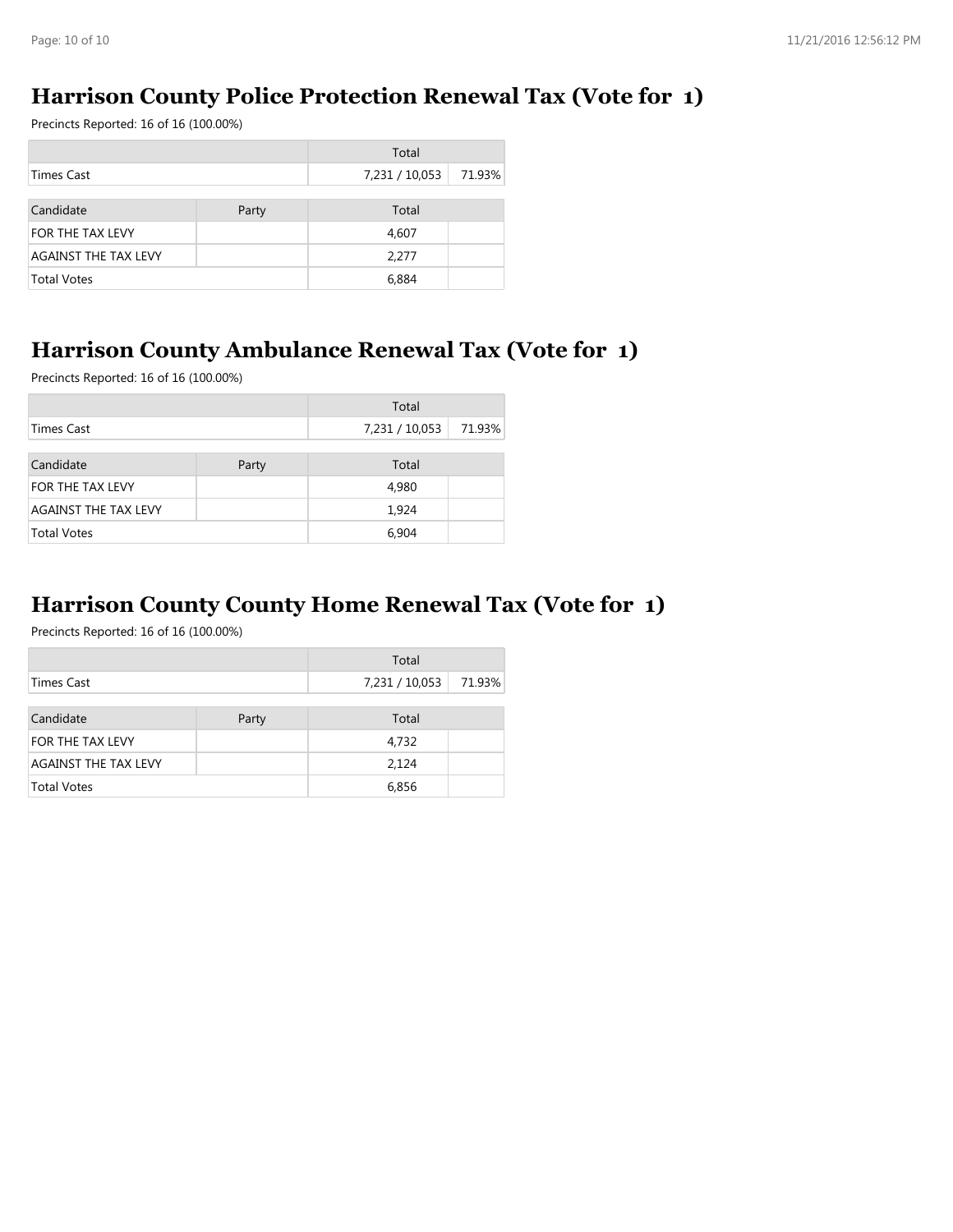## Harrison County Police Protection Renewal Tax (Vote for 1)

Precincts Reported: 16 of 16 (100.00%)

| | | Total | |
|---|---|---|---|
| Times Cast | | 7,231 / 10,053 | 71.93% |

| Candidate | Party | Total | |
|---|---|---|---|
| FOR THE TAX LEVY | | 4,607 | |
| AGAINST THE TAX LEVY | | 2,277 | |
| Total Votes | | 6,884 | |

## Harrison County Ambulance Renewal Tax (Vote for 1)

Precincts Reported: 16 of 16 (100.00%)

| | | Total | |
|---|---|---|---|
| Times Cast | | 7,231 / 10,053 | 71.93% |

| Candidate | Party | Total | |
|---|---|---|---|
| FOR THE TAX LEVY | | 4,980 | |
| AGAINST THE TAX LEVY | | 1,924 | |
| Total Votes | | 6,904 | |

## Harrison County County Home Renewal Tax (Vote for 1)

Precincts Reported: 16 of 16 (100.00%)

| | | Total | |
|---|---|---|---|
| Times Cast | | 7,231 / 10,053 | 71.93% |

| Candidate | Party | Total | |
|---|---|---|---|
| FOR THE TAX LEVY | | 4,732 | |
| AGAINST THE TAX LEVY | | 2,124 | |
| Total Votes | | 6,856 | |